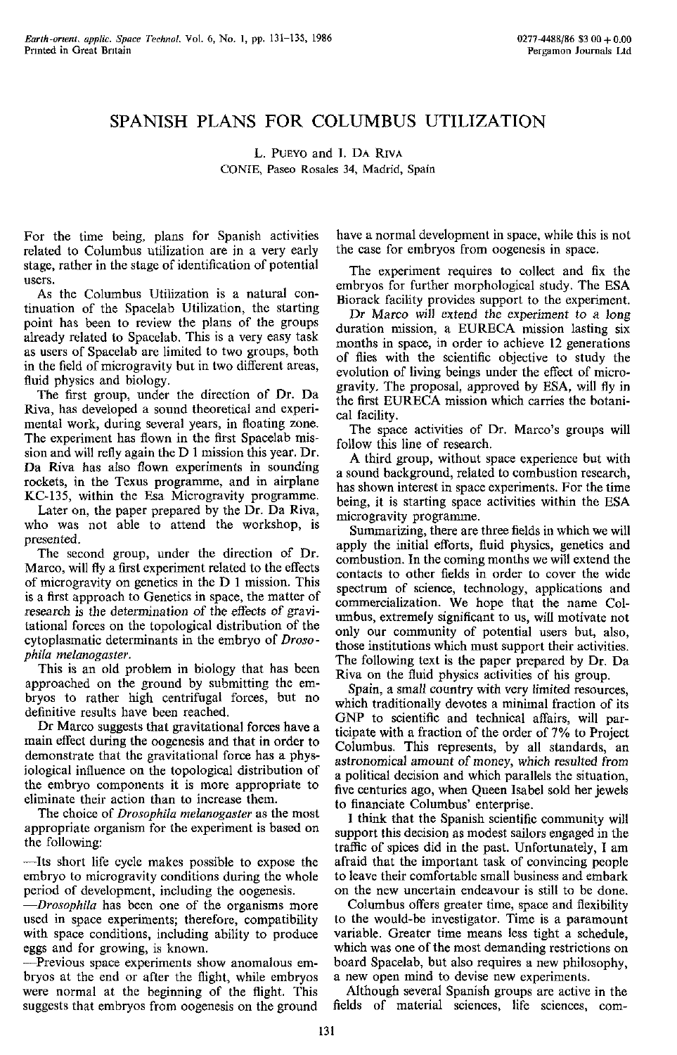# SPANISH PLANS FOR COLUMBUS UTILIZATION

L. Pueyo and I. Da Riva

CONIE, Paseo Rosales 34, Madrid, Spain

For the time being, plans for Spanish activities related to Columbus utilization are in a very early stage, rather in the stage of identification of potential users.

As the Columbus Utilization is a natural continuation of the Spacelab Utilization, the starting point has been to review the plans of the groups already related to Spacelab. This is a very easy task as users of Spacelab are limited to two groups, both in the field of microgravity but in two different areas, fluid physics and biology.

The first group, under the direction of Dr. Da Riva, has developed a sound theoretical and experimental work, during several years, in floating zone. The experiment has flown in the first Spacelab mission and will refly again the D 1 mission this year. Dr. Da Riva has also flown experiments in sounding rockets, in the Texus programme, and in airplane KC-135, within the Esa Microgravity programme.

Later on, the paper prepared by the Dr. Da Riva, who was not able to attend the workshop, is presented.

The second group, under the direction of Dr. Marco, will fly a first experiment related to the effects of microgravity on genetics in the D 1 mission. This is a first approach to Genetics in space, the matter of research is the determination of the effects of gravitational forces on the topological distribution of the cytoplasmatic determinants in the embryo of *Drosophila melanogaster*.

This is an old problem in biology that has been approached on the ground by submitting the embryos to rather high centrifugal forces, but no definitive results have been reached.

Dr Marco suggests that gravitational forces have a main effect during the oogenesis and that in order to demonstrate that the gravitational force has a physiological influence on the topological distribution of the embryo components it is more appropriate to eliminate their action than to increase them.

The choice of *Drosophila melanogaster* as the most appropriate organism for the experiment is based on the following:

—Its short life cycle makes possible to expose the embryo to microgravity conditions during the whole period of development, including the oogenesis.

—*Drosophila* has been one of the organisms more used in space experiments; therefore, compatibility with space conditions, including ability to produce eggs and for growing, is known.

—Previous space experiments show anomalous embryos at the end or after the flight, while embryos were normal at the beginning of the flight. This suggests that embryos from oogenesis on the ground have a normal development in space, while this is not the case for embryos from oogenesis in space.

The experiment requires to collect and fix the embryos for further morphological study. The ESA Biorack facility provides support to the experiment.

Dr Marco will extend the experiment to a long duration mission, a EURECA mission lasting six months in space, in order to achieve 12 generations of flies with the scientific objective to study the evolution of living beings under the effect of microgravity. The proposal, approved by ESA, will fly in the first EURECA mission which carries the botanical facility.

The space activities of Dr. Marco's groups will follow this line of research.

A third group, without space experience but with a sound background, related to combustion research, has shown interest in space experiments. For the time being, it is starting space activities within the ESA microgravity programme.

Summarizing, there are three fields in which we will apply the initial efforts, fluid physics, genetics and combustion. In the coming months we will extend the contacts to other fields in order to cover the wide spectrum of science, technology, applications and commercialization. We hope that the name Columbus, extremely significant to us, will motivate not only our community of potential users but, also, those institutions which must support their activities. The following text is the paper prepared by Dr. Da Riva on the fluid physics activities of his group.

Spain, a small country with very limited resources, which traditionally devotes a minimal fraction of its GNP to scientific and technical affairs, will participate with a fraction of the order of 7% to Project Columbus. This represents, by all standards, an astronomical amount of money, which resulted from a political decision and which parallels the situation, five centuries ago, when Queen Isabel sold her jewels to financiate Columbus' enterprise.

I think that the Spanish scientific community will support this decision as modest sailors engaged in the traffic of spices did in the past. Unfortunately, I am afraid that the important task of convincing people to leave their comfortable small business and embark on the new uncertain endeavour is still to be done.

Columbus offers greater time, space and flexibility to the would-be investigator. Time is a paramount variable. Greater time means less tight a schedule, which was one of the most demanding restrictions on board Spacelab, but also requires a new philosophy, a new open mind to devise new experiments.

Although several Spanish groups are active in the fields of material sciences, life sciences, com-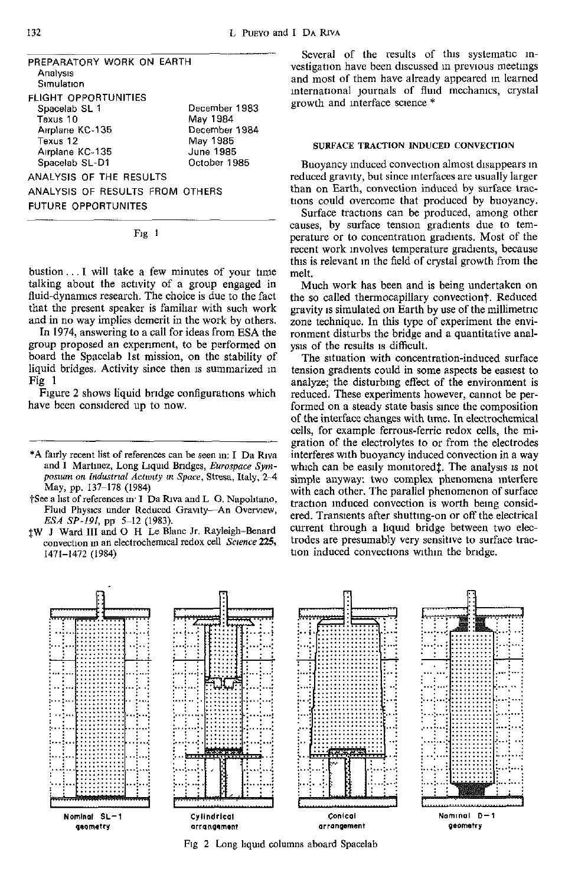PREPARATORY WORK ON EARTH
  Analysis
  Simulation
FLIGHT OPPORTUNITIES

| | |
|---|---|
| Spacelab SL 1 | December 1983 |
| Texus 10 | May 1984 |
| Airplane KC-135 | December 1984 |
| Texus 12 | May 1985 |
| Airplane KC-135 | June 1985 |
| Spacelab SL-D1 | October 1985 |

ANALYSIS OF THE RESULTS
ANALYSIS OF RESULTS FROM OTHERS
FUTURE OPPORTUNITES

Fig 1

bustion . . . I will take a few minutes of your time talking about the activity of a group engaged in fluid-dynamics research. The choice is due to the fact that the present speaker is familiar with such work and in no way implies demerit in the work by others.

In 1974, answering to a call for ideas from ESA the group proposed an experiment, to be performed on board the Spacelab 1st mission, on the stability of liquid bridges. Activity since then is summarized in Fig 1

Figure 2 shows liquid bridge configurations which have been considered up to now.

Several of the results of this systematic investigation have been discussed in previous meetings and most of them have already appeared in learned international journals of fluid mechanics, crystal growth and interface science *

## SURFACE TRACTION INDUCED CONVECTION

Buoyancy induced convection almost disappears in reduced gravity, but since interfaces are usually larger than on Earth, convection induced by surface tractions could overcome that produced by buoyancy.

Surface tractions can be produced, among other causes, by surface tension gradients due to temperature or to concentration gradients. Most of the recent work involves temperature gradients, because this is relevant in the field of crystal growth from the melt.

Much work has been and is being undertaken on the so called thermocapillary convection†. Reduced gravity is simulated on Earth by use of the millimetric zone technique. In this type of experiment the environment disturbs the bridge and a quantitative analysis of the results is difficult.

The situation with concentration-induced surface tension gradients could in some aspects be easiest to analyze; the disturbing effect of the environment is reduced. These experiments however, cannot be performed on a steady state basis since the composition of the interface changes with time. In electrochemical cells, for example ferrous-ferric redox cells, the migration of the electrolytes to or from the electrodes interferes with buoyancy induced convection in a way which can be easily monitored‡. The analysis is not simple anyway: two complex phenomena interfere with each other. The parallel phenomenon of surface traction induced convection is worth being considered. Transients after shutting-on or off the electrical current through a liquid bridge between two electrodes are presumably very sensitive to surface traction induced convections within the bridge.

Nominal SL–1 geometry | Cylindrical arrangement | Conical arrangement | Nominal D–1 geometry

Fig 2 Long liquid columns aboard Spacelab

---

*A fairly recent list of references can be seen in: I Da Riva and I Martinez, Long Liquid Bridges, *Eurospace Symposium on Industrial Activity in Space*, Stresa, Italy, 2–4 May, pp. 137–178 (1984)

†See a list of references in: I Da Riva and L G. Napolitano, Fluid Physics under Reduced Gravity—An Overview, *ESA SP-191*, pp 5–12 (1983).

‡W J Ward III and O H Le Blanc Jr. Rayleigh–Benard convection in an electrochemical redox cell *Science* **225**, 1471–1472 (1984)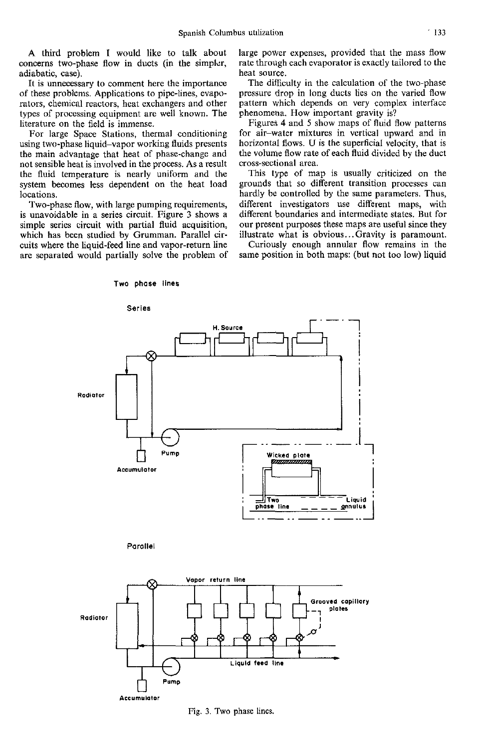A third problem I would like to talk about concerns two-phase flow in ducts (in the simpler, adiabatic, case).

It is unnecessary to comment here the importance of these problems. Applications to pipe-lines, evaporators, chemical reactors, heat exchangers and other types of processing equipment are well known. The literature on the field is immense.

For large Space Stations, thermal conditioning using two-phase liquid–vapor working fluids presents the main advantage that heat of phase-change and not sensible heat is involved in the process. As a result the fluid temperature is nearly uniform and the system becomes less dependent on the heat load locations.

Two-phase flow, with large pumping requirements, is unavoidable in a series circuit. Figure 3 shows a simple series circuit with partial fluid acquisition, which has been studied by Grumman. Parallel circuits where the liquid-feed line and vapor-return line are separated would partially solve the problem of large power expenses, provided that the mass flow rate through each evaporator is exactly tailored to the heat source.

The difficulty in the calculation of the two-phase pressure drop in long ducts lies on the varied flow pattern which depends on very complex interface phenomena. How important gravity is?

Figures 4 and 5 show maps of fluid flow patterns for air–water mixtures in vertical upward and in horizontal flows. U is the superficial velocity, that is the volume flow rate of each fluid divided by the duct cross-sectional area.

This type of map is usually criticized on the grounds that so different transition processes can hardly be controlled by the same parameters. Thus, different investigators use different maps, with different boundaries and intermediate states. But for our present purposes these maps are useful since they illustrate what is obvious... Gravity is paramount.

Curiously enough annular flow remains in the same position in both maps: (but not too low) liquid

Two phase lines

Series

H. Source

Radiator

Pump

Accumulator

Wicked plate

Two phase line

Liquid annulus

Parallel

Vapor return line

Grooved capillary plates

Radiator

Liquid feed line

Pump

Accumulator

Fig. 3. Two phase lines.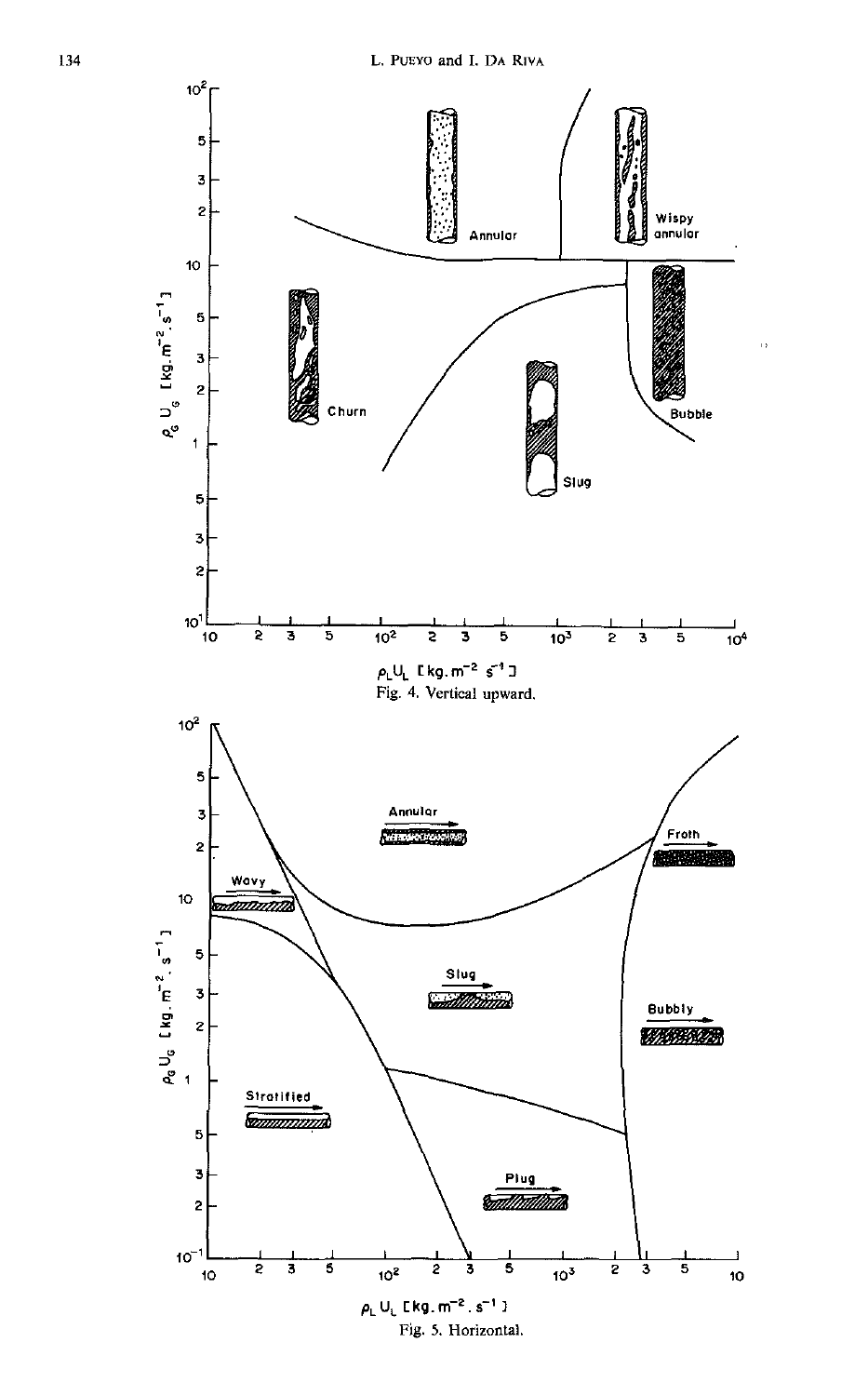Fig. 4. Vertical upward.

Fig. 5. Horizontal.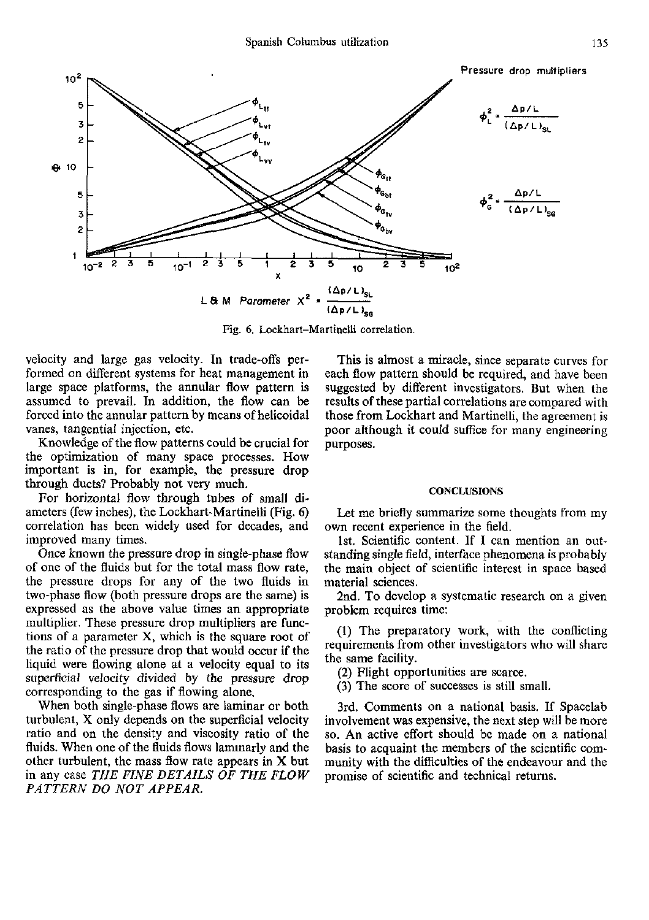Pressure drop multipliers

$$\phi_L^2 = \frac{\Delta p/L}{(\Delta p/L)_{SL}}$$

$$\phi_G^2 = \frac{\Delta p/L}{(\Delta p/L)_{SG}}$$

$\phi_{L_{tt}}$, $\phi_{L_{vt}}$, $\phi_{L_{tv}}$, $\phi_{L_{vv}}$

$\phi_{G_{tt}}$, $\phi_{G_{vt}}$, $\phi_{G_{tv}}$, $\phi_{G_{vv}}$

$10^2$, 5, 3, 2, $\Phi$ 10, 5, 3, 2, 1

$10^{-2}$ 2 3 5 $10^{-1}$ 2 3 5 1 2 3 5 10 2 3 5 $10^2$

X

L & M Parameter $X^2 = \frac{(\Delta p/L)_{SL}}{(\Delta p/L)_{SG}}$

Fig. 6. Lockhart–Martinelli correlation.

velocity and large gas velocity. In trade-offs performed on different systems for heat management in large space platforms, the annular flow pattern is assumed to prevail. In addition, the flow can be forced into the annular pattern by means of helicoidal vanes, tangential injection, etc.

Knowledge of the flow patterns could be crucial for the optimization of many space processes. How important is in, for example, the pressure drop through ducts? Probably not very much.

For horizontal flow through tubes of small diameters (few inches), the Lockhart-Martinelli (Fig. 6) correlation has been widely used for decades, and improved many times.

Once known the pressure drop in single-phase flow of one of the fluids but for the total mass flow rate, the pressure drops for any of the two fluids in two-phase flow (both pressure drops are the same) is expressed as the above value times an appropriate multiplier. These pressure drop multipliers are functions of a parameter X, which is the square root of the ratio of the pressure drop that would occur if the liquid were flowing alone at a velocity equal to its *superficial* velocity divided by the pressure drop corresponding to the gas if flowing alone.

When both single-phase flows are laminar or both turbulent, X only depends on the superficial velocity ratio and on the density and viscosity ratio of the fluids. When one of the fluids flows laminarly and the other turbulent, the mass flow rate appears in X but in any case *THE FINE DETAILS OF THE FLOW PATTERN DO NOT APPEAR.*

This is almost a miracle, since separate curves for each flow pattern should be required, and have been suggested by different investigators. But when the results of these partial correlations are compared with those from Lockhart and Martinelli, the agreement is poor although it could suffice for many engineering purposes.

## CONCLUSIONS

Let me briefly summarize some thoughts from my own recent experience in the field.

1st. Scientific content. If I can mention an outstanding single field, interface phenomena is probably the main object of scientific interest in space based material sciences.

2nd. To develop a systematic research on a given problem requires time:

(1) The preparatory work, with the conflicting requirements from other investigators who will share the same facility.
(2) Flight opportunities are scarce.
(3) The score of successes is still small.

3rd. Comments on a national basis. If Spacelab involvement was expensive, the next step will be more so. An active effort should be made on a national basis to acquaint the members of the scientific community with the difficulties of the endeavour and the promise of scientific and technical returns.